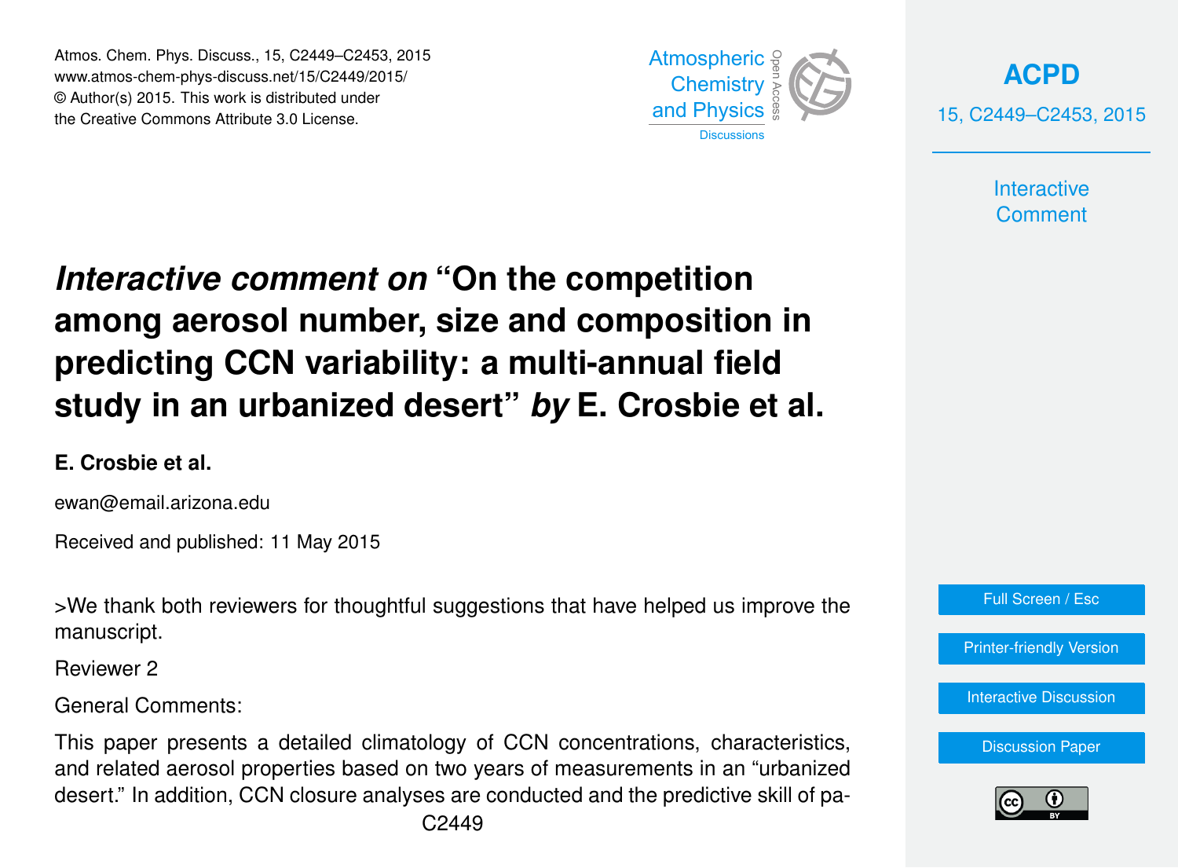# *Interactive comment on* "On the competition among aerosol number, size and composition in predicting CCN variability: a multi-annual field study in an urbanized desert" *by* E. Crosbie et al.

**E. Crosbie et al.**

ewan@email.arizona.edu

Received and published: 11 May 2015

>We thank both reviewers for thoughtful suggestions that have helped us improve the manuscript.

Reviewer 2

General Comments:

This paper presents a detailed climatology of CCN concentrations, characteristics, and related aerosol properties based on two years of measurements in an "urbanized desert." In addition, CCN closure analyses are conducted and the predictive skill of pa-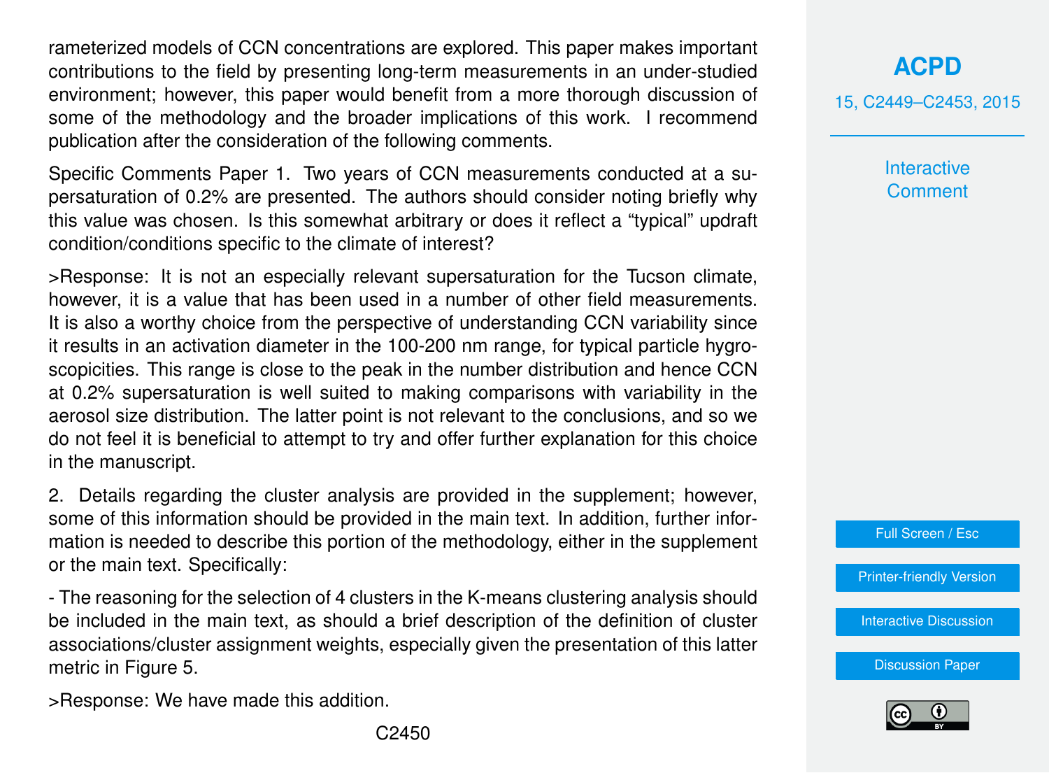rameterized models of CCN concentrations are explored. This paper makes important contributions to the field by presenting long-term measurements in an under-studied environment; however, this paper would benefit from a more thorough discussion of some of the methodology and the broader implications of this work. I recommend publication after the consideration of the following comments.

Specific Comments Paper 1. Two years of CCN measurements conducted at a supersaturation of 0.2% are presented. The authors should consider noting briefly why this value was chosen. Is this somewhat arbitrary or does it reflect a "typical" updraft condition/conditions specific to the climate of interest?

>Response: It is not an especially relevant supersaturation for the Tucson climate, however, it is a value that has been used in a number of other field measurements. It is also a worthy choice from the perspective of understanding CCN variability since it results in an activation diameter in the 100-200 nm range, for typical particle hygroscopicities. This range is close to the peak in the number distribution and hence CCN at 0.2% supersaturation is well suited to making comparisons with variability in the aerosol size distribution. The latter point is not relevant to the conclusions, and so we do not feel it is beneficial to attempt to try and offer further explanation for this choice in the manuscript.

2. Details regarding the cluster analysis are provided in the supplement; however, some of this information should be provided in the main text. In addition, further information is needed to describe this portion of the methodology, either in the supplement or the main text. Specifically:

- The reasoning for the selection of 4 clusters in the K-means clustering analysis should be included in the main text, as should a brief description of the definition of cluster associations/cluster assignment weights, especially given the presentation of this latter metric in Figure 5.

>Response: We have made this addition.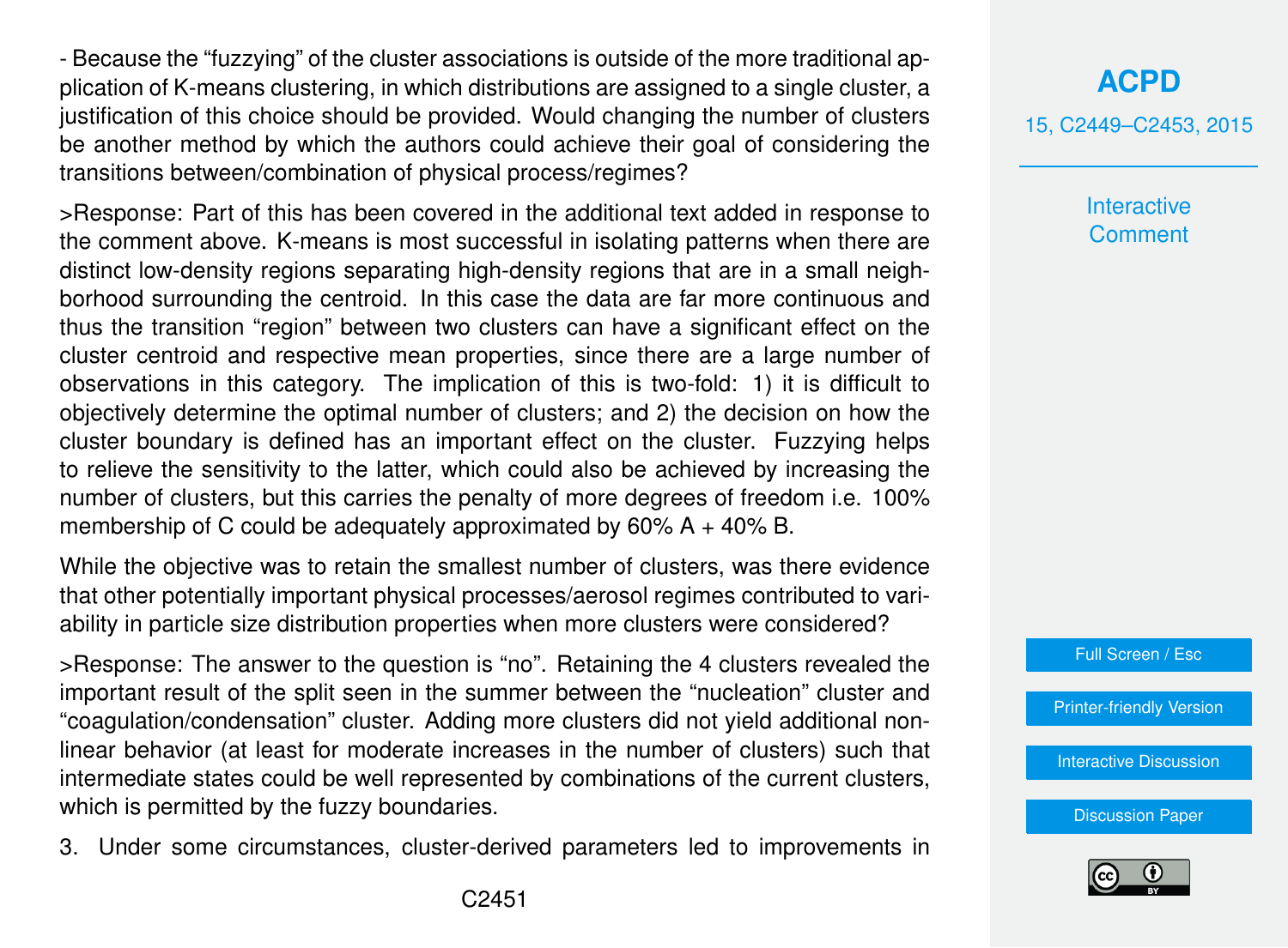- Because the "fuzzying" of the cluster associations is outside of the more traditional application of K-means clustering, in which distributions are assigned to a single cluster, a justification of this choice should be provided. Would changing the number of clusters be another method by which the authors could achieve their goal of considering the transitions between/combination of physical process/regimes?

>Response: Part of this has been covered in the additional text added in response to the comment above. K-means is most successful in isolating patterns when there are distinct low-density regions separating high-density regions that are in a small neighborhood surrounding the centroid. In this case the data are far more continuous and thus the transition "region" between two clusters can have a significant effect on the cluster centroid and respective mean properties, since there are a large number of observations in this category. The implication of this is two-fold: 1) it is difficult to objectively determine the optimal number of clusters; and 2) the decision on how the cluster boundary is defined has an important effect on the cluster. Fuzzying helps to relieve the sensitivity to the latter, which could also be achieved by increasing the number of clusters, but this carries the penalty of more degrees of freedom i.e. 100% membership of C could be adequately approximated by 60% A + 40% B.

While the objective was to retain the smallest number of clusters, was there evidence that other potentially important physical processes/aerosol regimes contributed to variability in particle size distribution properties when more clusters were considered?

>Response: The answer to the question is "no". Retaining the 4 clusters revealed the important result of the split seen in the summer between the "nucleation" cluster and "coagulation/condensation" cluster. Adding more clusters did not yield additional non-linear behavior (at least for moderate increases in the number of clusters) such that intermediate states could be well represented by combinations of the current clusters, which is permitted by the fuzzy boundaries.

3. Under some circumstances, cluster-derived parameters led to improvements in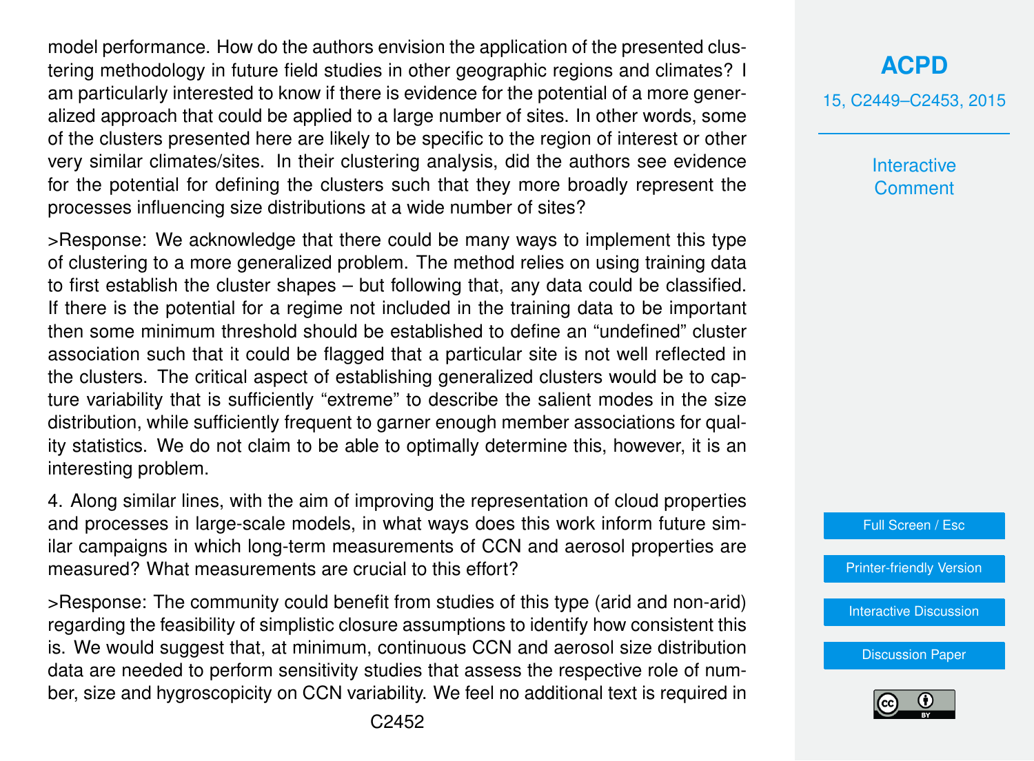model performance. How do the authors envision the application of the presented clustering methodology in future field studies in other geographic regions and climates? I am particularly interested to know if there is evidence for the potential of a more generalized approach that could be applied to a large number of sites. In other words, some of the clusters presented here are likely to be specific to the region of interest or other very similar climates/sites. In their clustering analysis, did the authors see evidence for the potential for defining the clusters such that they more broadly represent the processes influencing size distributions at a wide number of sites?

>Response: We acknowledge that there could be many ways to implement this type of clustering to a more generalized problem. The method relies on using training data to first establish the cluster shapes – but following that, any data could be classified. If there is the potential for a regime not included in the training data to be important then some minimum threshold should be established to define an "undefined" cluster association such that it could be flagged that a particular site is not well reflected in the clusters. The critical aspect of establishing generalized clusters would be to capture variability that is sufficiently "extreme" to describe the salient modes in the size distribution, while sufficiently frequent to garner enough member associations for quality statistics. We do not claim to be able to optimally determine this, however, it is an interesting problem.

4. Along similar lines, with the aim of improving the representation of cloud properties and processes in large-scale models, in what ways does this work inform future similar campaigns in which long-term measurements of CCN and aerosol properties are measured? What measurements are crucial to this effort?

>Response: The community could benefit from studies of this type (arid and non-arid) regarding the feasibility of simplistic closure assumptions to identify how consistent this is. We would suggest that, at minimum, continuous CCN and aerosol size distribution data are needed to perform sensitivity studies that assess the respective role of number, size and hygroscopicity on CCN variability. We feel no additional text is required in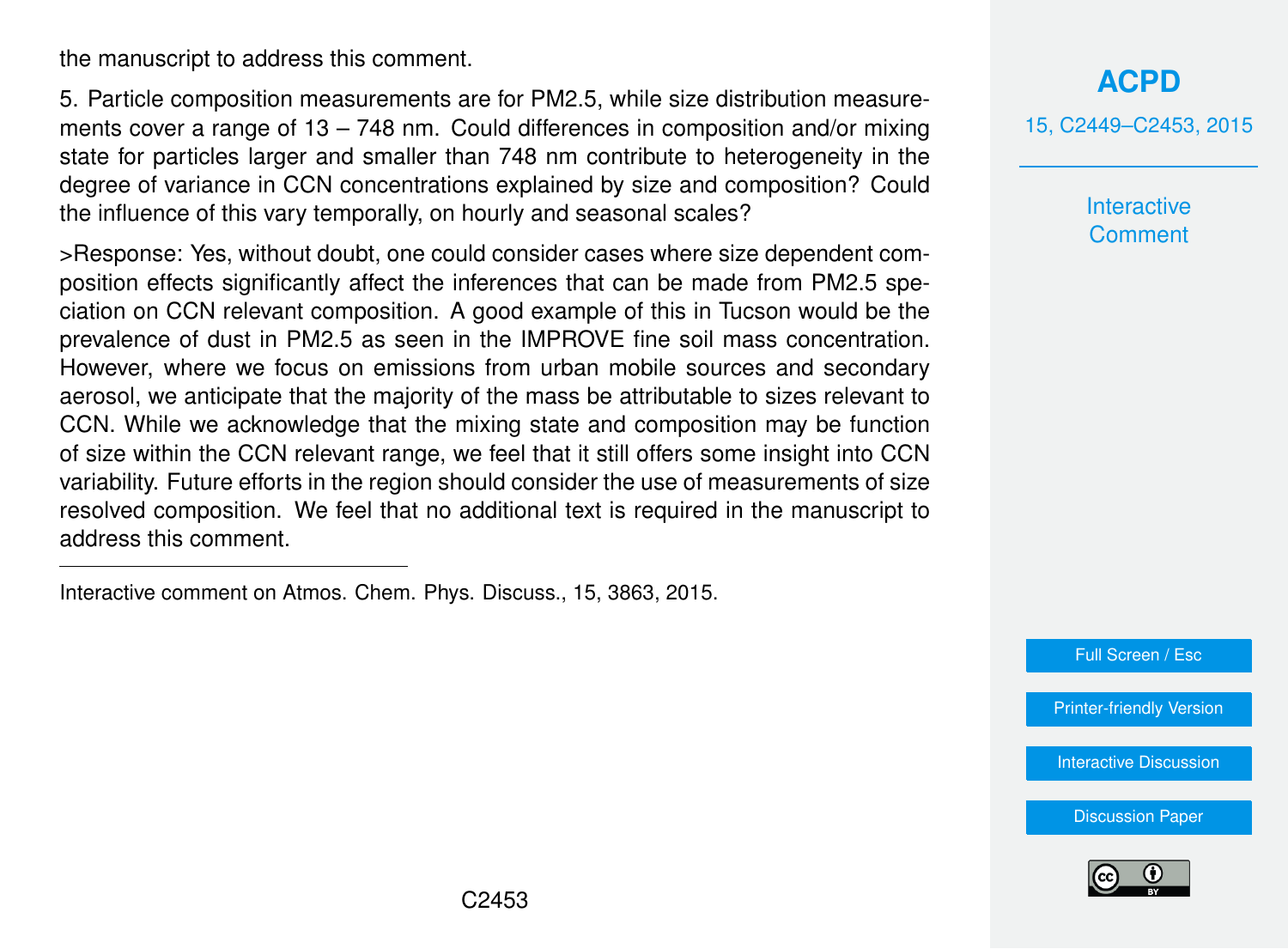the manuscript to address this comment.

5. Particle composition measurements are for PM2.5, while size distribution measurements cover a range of 13 – 748 nm. Could differences in composition and/or mixing state for particles larger and smaller than 748 nm contribute to heterogeneity in the degree of variance in CCN concentrations explained by size and composition? Could the influence of this vary temporally, on hourly and seasonal scales?

>Response: Yes, without doubt, one could consider cases where size dependent composition effects significantly affect the inferences that can be made from PM2.5 speciation on CCN relevant composition. A good example of this in Tucson would be the prevalence of dust in PM2.5 as seen in the IMPROVE fine soil mass concentration. However, where we focus on emissions from urban mobile sources and secondary aerosol, we anticipate that the majority of the mass be attributable to sizes relevant to CCN. While we acknowledge that the mixing state and composition may be function of size within the CCN relevant range, we feel that it still offers some insight into CCN variability. Future efforts in the region should consider the use of measurements of size resolved composition. We feel that no additional text is required in the manuscript to address this comment.

---

Interactive comment on Atmos. Chem. Phys. Discuss., 15, 3863, 2015.